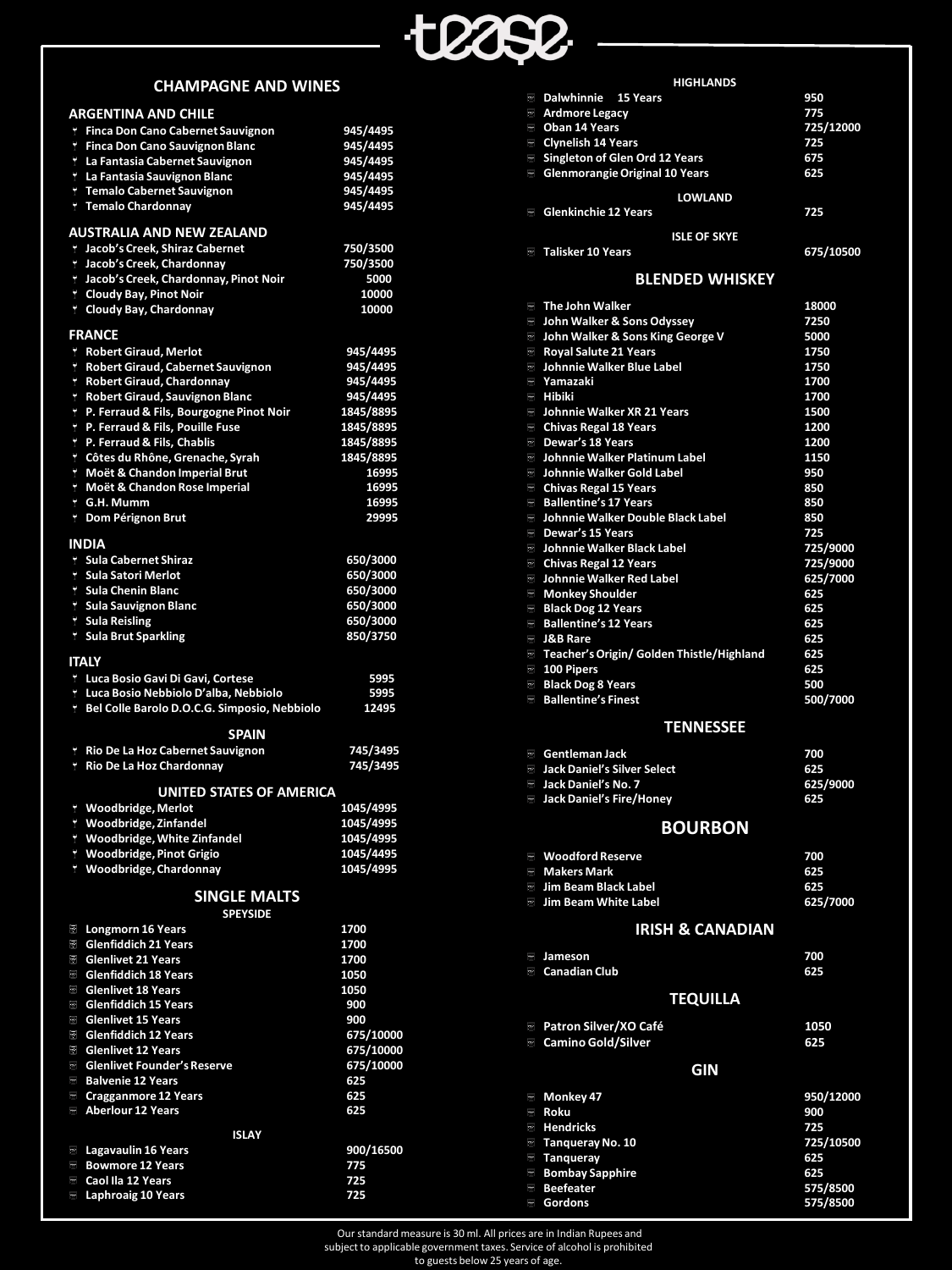# tease

## CHAMPAGNE AND WINES

### ARGENTINA AND CHILE

| Item | Price |
|---|---|
| Finca Don Cano Cabernet Sauvignon | 945/4495 |
| Finca Don Cano Sauvignon Blanc | 945/4495 |
| La Fantasia Cabernet Sauvignon | 945/4495 |
| La Fantasia Sauvignon Blanc | 945/4495 |
| Temalo Cabernet Sauvignon | 945/4495 |
| Temalo Chardonnay | 945/4495 |

### AUSTRALIA AND NEW ZEALAND

| Item | Price |
|---|---|
| Jacob's Creek, Shiraz Cabernet | 750/3500 |
| Jacob's Creek, Chardonnay | 750/3500 |
| Jacob's Creek, Chardonnay, Pinot Noir | 5000 |
| Cloudy Bay, Pinot Noir | 10000 |
| Cloudy Bay, Chardonnay | 10000 |

### FRANCE

| Item | Price |
|---|---|
| Robert Giraud, Merlot | 945/4495 |
| Robert Giraud, Cabernet Sauvignon | 945/4495 |
| Robert Giraud, Chardonnay | 945/4495 |
| Robert Giraud, Sauvignon Blanc | 945/4495 |
| P. Ferraud & Fils, Bourgogne Pinot Noir | 1845/8895 |
| P. Ferraud & Fils, Pouille Fuse | 1845/8895 |
| P. Ferraud & Fils, Chablis | 1845/8895 |
| Côtes du Rhône, Grenache, Syrah | 1845/8895 |
| Moët & Chandon Imperial Brut | 16995 |
| Moët & Chandon Rose Imperial | 16995 |
| G.H. Mumm | 16995 |
| Dom Pérignon Brut | 29995 |

### INDIA

| Item | Price |
|---|---|
| Sula Cabernet Shiraz | 650/3000 |
| Sula Satori Merlot | 650/3000 |
| Sula Chenin Blanc | 650/3000 |
| Sula Sauvignon Blanc | 650/3000 |
| Sula Reisling | 650/3000 |
| Sula Brut Sparkling | 850/3750 |

### ITALY

| Item | Price |
|---|---|
| Luca Bosio Gavi Di Gavi, Cortese | 5995 |
| Luca Bosio Nebbiolo D'alba, Nebbiolo | 5995 |
| Bel Colle Barolo D.O.C.G. Simposio, Nebbiolo | 12495 |

### SPAIN

| Item | Price |
|---|---|
| Rio De La Hoz Cabernet Sauvignon | 745/3495 |
| Rio De La Hoz Chardonnay | 745/3495 |

### UNITED STATES OF AMERICA

| Item | Price |
|---|---|
| Woodbridge, Merlot | 1045/4995 |
| Woodbridge, Zinfandel | 1045/4995 |
| Woodbridge, White Zinfandel | 1045/4995 |
| Woodbridge, Pinot Grigio | 1045/4495 |
| Woodbridge, Chardonnay | 1045/4995 |

## SINGLE MALTS

### SPEYSIDE

| Item | Price |
|---|---|
| Longmorn 16 Years | 1700 |
| Glenfiddich 21 Years | 1700 |
| Glenlivet 21 Years | 1700 |
| Glenfiddich 18 Years | 1050 |
| Glenlivet 18 Years | 1050 |
| Glenfiddich 15 Years | 900 |
| Glenlivet 15 Years | 900 |
| Glenfiddich 12 Years | 675/10000 |
| Glenlivet 12 Years | 675/10000 |
| Glenlivet Founder's Reserve | 675/10000 |
| Balvenie 12 Years | 625 |
| Cragganmore 12 Years | 625 |
| Aberlour 12 Years | 625 |

### ISLAY

| Item | Price |
|---|---|
| Lagavaulin 16 Years | 900/16500 |
| Bowmore 12 Years | 775 |
| Caol Ila 12 Years | 725 |
| Laphroaig 10 Years | 725 |

### HIGHLANDS

| Item | Price |
|---|---|
| Dalwhinnie 15 Years | 950 |
| Ardmore Legacy | 775 |
| Oban 14 Years | 725/12000 |
| Clynelish 14 Years | 725 |
| Singleton of Glen Ord 12 Years | 675 |
| Glenmorangie Original 10 Years | 625 |

### LOWLAND

| Item | Price |
|---|---|
| Glenkinchie 12 Years | 725 |

### ISLE OF SKYE

| Item | Price |
|---|---|
| Talisker 10 Years | 675/10500 |

## BLENDED WHISKEY

| Item | Price |
|---|---|
| The John Walker | 18000 |
| John Walker & Sons Odyssey | 7250 |
| John Walker & Sons King George V | 5000 |
| Royal Salute 21 Years | 1750 |
| Johnnie Walker Blue Label | 1750 |
| Yamazaki | 1700 |
| Hibiki | 1700 |
| Johnnie Walker XR 21 Years | 1500 |
| Chivas Regal 18 Years | 1200 |
| Dewar's 18 Years | 1200 |
| Johnnie Walker Platinum Label | 1150 |
| Johnnie Walker Gold Label | 950 |
| Chivas Regal 15 Years | 850 |
| Ballentine's 17 Years | 850 |
| Johnnie Walker Double Black Label | 850 |
| Dewar's 15 Years | 725 |
| Johnnie Walker Black Label | 725/9000 |
| Chivas Regal 12 Years | 725/9000 |
| Johnnie Walker Red Label | 625/7000 |
| Monkey Shoulder | 625 |
| Black Dog 12 Years | 625 |
| Ballentine's 12 Years | 625 |
| J&B Rare | 625 |
| Teacher's Origin/ Golden Thistle/Highland | 625 |
| 100 Pipers | 625 |
| Black Dog 8 Years | 500 |
| Ballentine's Finest | 500/7000 |

## TENNESSEE

| Item | Price |
|---|---|
| Gentleman Jack | 700 |
| Jack Daniel's Silver Select | 625 |
| Jack Daniel's No. 7 | 625/9000 |
| Jack Daniel's Fire/Honey | 625 |

## BOURBON

| Item | Price |
|---|---|
| Woodford Reserve | 700 |
| Makers Mark | 625 |
| Jim Beam Black Label | 625 |
| Jim Beam White Label | 625/7000 |

## IRISH & CANADIAN

| Item | Price |
|---|---|
| Jameson | 700 |
| Canadian Club | 625 |

## TEQUILLA

| Item | Price |
|---|---|
| Patron Silver/XO Café | 1050 |
| Camino Gold/Silver | 625 |

## GIN

| Item | Price |
|---|---|
| Monkey 47 | 950/12000 |
| Roku | 900 |
| Hendricks | 725 |
| Tanqueray No. 10 | 725/10500 |
| Tanqueray | 625 |
| Bombay Sapphire | 625 |
| Beefeater | 575/8500 |
| Gordons | 575/8500 |

Our standard measure is 30 ml. All prices are in Indian Rupees and subject to applicable government taxes. Service of alcohol is prohibited to guests below 25 years of age.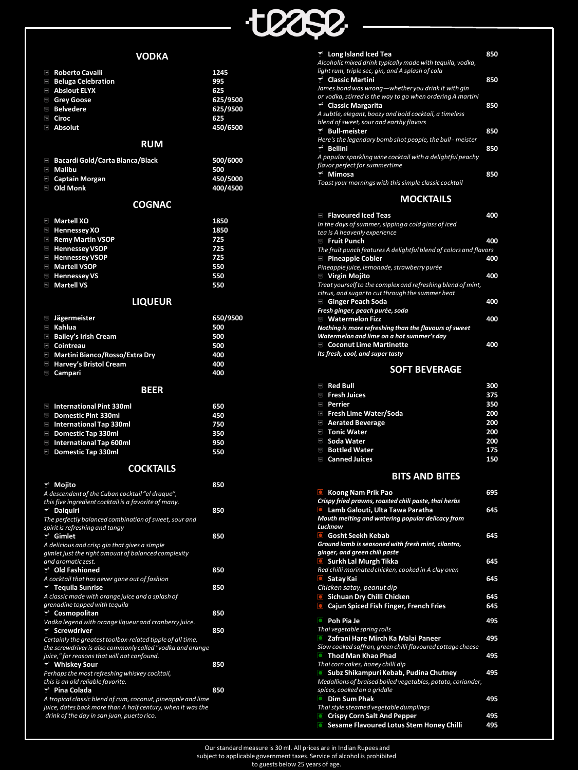# tease

## VODKA

| | |
|---|---|
| Roberto Cavalli | 1245 |
| Beluga Celebration | 995 |
| Absolut ELYX | 625 |
| Grey Goose | 625/9500 |
| Belvedere | 625/9500 |
| Ciroc | 625 |
| Absolut | 450/6500 |

## RUM

| | |
|---|---|
| Bacardi Gold/Carta Blanca/Black | 500/6000 |
| Malibu | 500 |
| Captain Morgan | 450/5000 |
| Old Monk | 400/4500 |

## COGNAC

| | |
|---|---|
| Martell XO | 1850 |
| Hennessey XO | 1850 |
| Remy Martin VSOP | 725 |
| Hennessey VSOP | 725 |
| Hennessey VSOP | 725 |
| Martell VSOP | 550 |
| Hennessey VS | 550 |
| Martell VS | 550 |

## LIQUEUR

| | |
|---|---|
| Jägermeister | 650/9500 |
| Kahlua | 500 |
| Bailey's Irish Cream | 500 |
| Cointreau | 500 |
| Martini Bianco/Rosso/Extra Dry | 400 |
| Harvey's Bristol Cream | 400 |
| Campari | 400 |

## BEER

| | |
|---|---|
| International Pint 330ml | 650 |
| Domestic Pint 330ml | 450 |
| International Tap 330ml | 750 |
| Domestic Tap 330ml | 350 |
| International Tap 600ml | 950 |
| Domestic Tap 330ml | 550 |

## COCKTAILS

**Mojito** — 850
*A descendent of the Cuban cocktail "el draque", this five ingredient cocktail is a favorite of many.*

**Daiquiri** — 850
*The perfectly balanced combination of sweet, sour and spirit is refreshing and tangy*

**Gimlet** — 850
*A delicious and crisp gin that gives a simple gimlet just the right amount of balanced complexity and aromatic zest.*

**Old Fashioned** — 850
*A cocktail that has never gone out of fashion*

**Tequila Sunrise** — 850
*A classic made with orange juice and a splash of grenadine topped with tequila*

**Cosmopolitan** — 850
*Vodka legend with orange liqueur and cranberry juice.*

**Screwdriver** — 850
*Certainly the greatest toolbox-related tipple of all time, the screwdriver is also commonly called "vodka and orange juice," for reasons that will not confound.*

**Whiskey Sour** — 850
*Perhaps the most refreshing whiskey cocktail, this is an old reliable favorite.*

**Pina Colada** — 850
*A tropical classic blend of rum, coconut, pineapple and lime juice, dates back more than A half century, when it was the drink of the day in san juan, puerto rico.*

**Long Island Iced Tea** — 850
*Alcoholic mixed drink typically made with tequila, vodka, light rum, triple sec, gin, and A splash of cola*

**Classic Martini** — 850
*James bond was wrong—whether you drink it with gin or vodka, stirred is the way to go when ordering A martini*

**Classic Margarita** — 850
*A subtle, elegant, boozy and bold cocktail, a timeless blend of sweet, sour and earthy flavors*

**Bull-meister** — 850
*Here's the legendary bomb shot people, the bull - meister*

**Bellini** — 850
*A popular sparkling wine cocktail with a delightful peachy flavor perfect for summertime*

**Mimosa** — 850
*Toast your mornings with this simple classic cocktail*

## MOCKTAILS

**Flavoured Iced Teas** — 400
*In the days of summer, sipping a cold glass of iced tea is A heavenly experience*

**Fruit Punch** — 400
*The fruit punch features A delightful blend of colors and flavors*

**Pineapple Cobler** — 400
*Pineapple juice, lemonade, strawberry purée*

**Virgin Mojito** — 400
*Treat yourself to the complex and refreshing blend of mint, citrus, and sugar to cut through the summer heat*

**Ginger Peach Soda** — 400
***Fresh ginger, peach purée, soda***

**Watermelon Fizz** — 400
***Nothing is more refreshing than the flavours of sweet Watermelon and lime on a hot summer's day***

**Coconut Lime Martinette** — 400
***Its fresh, cool, and super tasty***

## SOFT BEVERAGE

| | |
|---|---|
| Red Bull | 300 |
| Fresh Juices | 375 |
| Perrier | 350 |
| Fresh Lime Water/Soda | 200 |
| Aerated Beverage | 200 |
| Tonic Water | 200 |
| Soda Water | 200 |
| Bottled Water | 175 |
| Canned Juices | 150 |

## BITS AND BITES

**Koong Nam Prik Pao** — 695
***Crispy fried prawns, roasted chili paste, thai herbs***

**Lamb Galouti, Ulta Tawa Paratha** — 645
***Mouth melting and watering popular delicacy from Lucknow***

**Gosht Seekh Kebab** — 645
***Ground lamb is seasoned with fresh mint, cilantro, ginger, and green chili paste***

**Surkh Lal Murgh Tikka** — 645
*Red chilli marinated chicken, cooked in A clay oven*

**Satay Kai** — 645
*Chicken satay, peanut dip*

**Sichuan Dry Chilli Chicken** — 645

**Cajun Spiced Fish Finger, French Fries** — 645

**Poh Pia Je** — 495
*Thai vegetable spring rolls*

**Zafrani Hare Mirch Ka Malai Paneer** — 495
*Slow cooked saffron, green chilli flavoured cottage cheese*

**Thod Man Khao Phad** — 495
*Thai corn cakes, honey chilli dip*

**Subz Shikampuri Kebab, Pudina Chutney** — 495
*Medallions of braised boiled vegetables, potato, coriander, spices, cooked on a griddle*

**Dim Sum Phak** — 495
*Thai style steamed vegetable dumplings*

**Crispy Corn Salt And Pepper** — 495

**Sesame Flavoured Lotus Stem Honey Chilli** — 495

Our standard measure is 30 ml. All prices are in Indian Rupees and subject to applicable government taxes. Service of alcohol is prohibited to guests below 25 years of age.